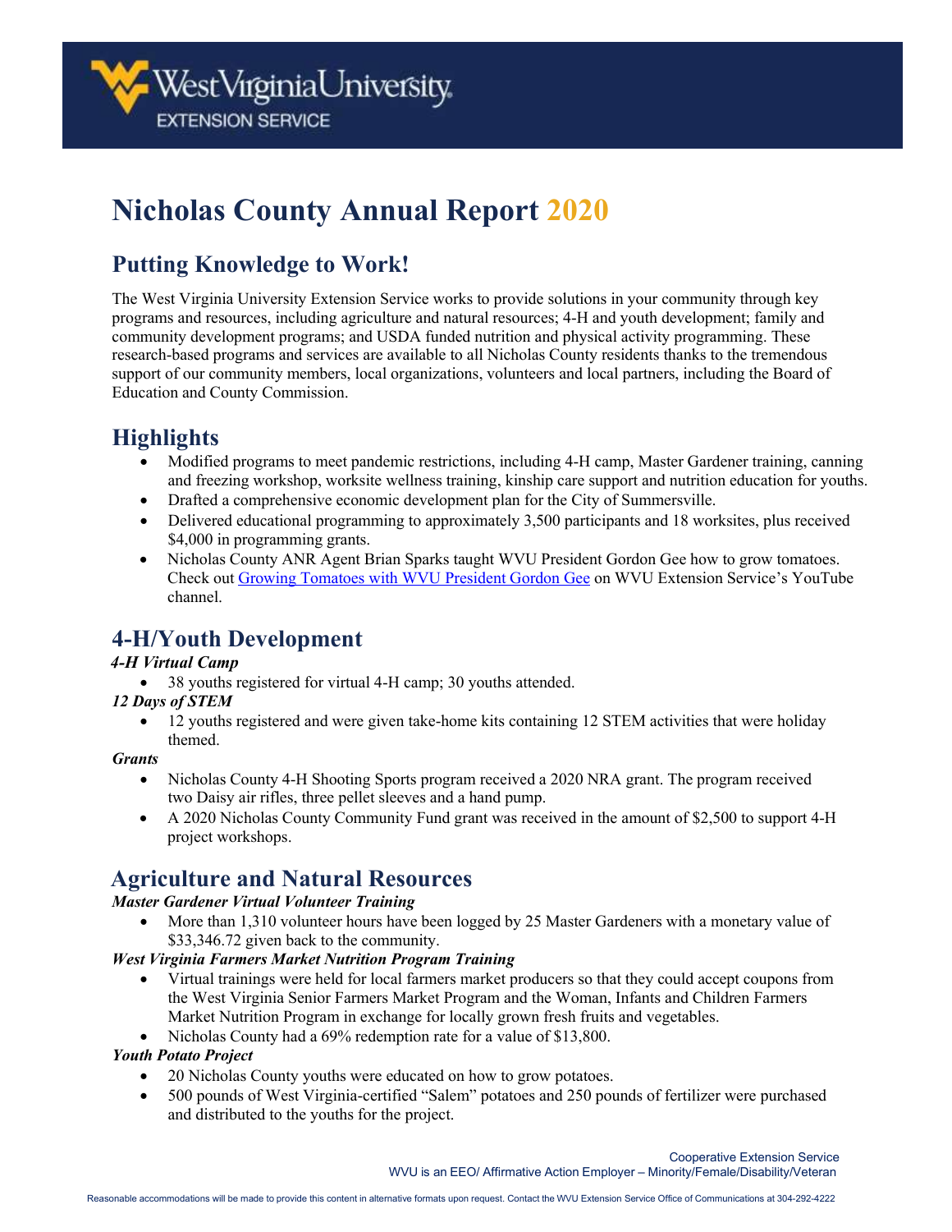# Nicholas County Annual Report 2020

## Putting Knowledge to Work!

The West Virginia University Extension Service works to provide solutions in your community through key programs and resources, including agriculture and natural resources; 4-H and youth development; family and community development programs; and USDA funded nutrition and physical activity programming. These research-based programs and services are available to all Nicholas County residents thanks to the tremendous support of our community members, local organizations, volunteers and local partners, including the Board of Education and County Commission.

## Highlights

- Modified programs to meet pandemic restrictions, including 4-H camp, Master Gardener training, canning and freezing workshop, worksite wellness training, kinship care support and nutrition education for youths.
- Drafted a comprehensive economic development plan for the City of Summersville.
- Delivered educational programming to approximately 3,500 participants and 18 worksites, plus received $4,000 in programming grants.
- Nicholas County ANR Agent Brian Sparks taught WVU President Gordon Gee how to grow tomatoes. Check out Growing Tomatoes with WVU President Gordon Gee on WVU Extension Service's YouTube channel.

## 4-H/Youth Development

***4-H Virtual Camp***

- 38 youths registered for virtual 4-H camp; 30 youths attended.

***12 Days of STEM***

- 12 youths registered and were given take-home kits containing 12 STEM activities that were holiday themed.

***Grants***

- Nicholas County 4-H Shooting Sports program received a 2020 NRA grant. The program received two Daisy air rifles, three pellet sleeves and a hand pump.
- A 2020 Nicholas County Community Fund grant was received in the amount of $2,500 to support 4-H project workshops.

## Agriculture and Natural Resources

***Master Gardener Virtual Volunteer Training***

- More than 1,310 volunteer hours have been logged by 25 Master Gardeners with a monetary value of $33,346.72 given back to the community.

***West Virginia Farmers Market Nutrition Program Training***

- Virtual trainings were held for local farmers market producers so that they could accept coupons from the West Virginia Senior Farmers Market Program and the Woman, Infants and Children Farmers Market Nutrition Program in exchange for locally grown fresh fruits and vegetables.
- Nicholas County had a 69% redemption rate for a value of $13,800.

***Youth Potato Project***

- 20 Nicholas County youths were educated on how to grow potatoes.
- 500 pounds of West Virginia-certified "Salem" potatoes and 250 pounds of fertilizer were purchased and distributed to the youths for the project.

Cooperative Extension Service
WVU is an EEO/ Affirmative Action Employer – Minority/Female/Disability/Veteran

Reasonable accommodations will be made to provide this content in alternative formats upon request. Contact the WVU Extension Service Office of Communications at 304-292-4222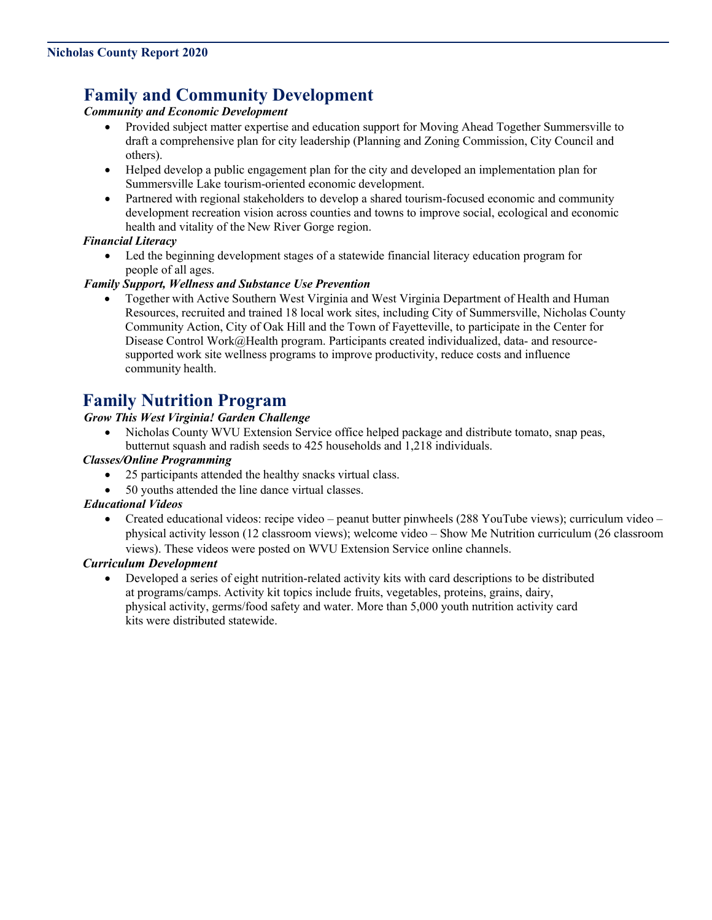## Family and Community Development

***Community and Economic Development***

- Provided subject matter expertise and education support for Moving Ahead Together Summersville to draft a comprehensive plan for city leadership (Planning and Zoning Commission, City Council and others).
- Helped develop a public engagement plan for the city and developed an implementation plan for Summersville Lake tourism-oriented economic development.
- Partnered with regional stakeholders to develop a shared tourism-focused economic and community development recreation vision across counties and towns to improve social, ecological and economic health and vitality of the New River Gorge region.

***Financial Literacy***

- Led the beginning development stages of a statewide financial literacy education program for people of all ages.

***Family Support, Wellness and Substance Use Prevention***

- Together with Active Southern West Virginia and West Virginia Department of Health and Human Resources, recruited and trained 18 local work sites, including City of Summersville, Nicholas County Community Action, City of Oak Hill and the Town of Fayetteville, to participate in the Center for Disease Control Work@Health program. Participants created individualized, data- and resource-supported work site wellness programs to improve productivity, reduce costs and influence community health.

## Family Nutrition Program

***Grow This West Virginia! Garden Challenge***

- Nicholas County WVU Extension Service office helped package and distribute tomato, snap peas, butternut squash and radish seeds to 425 households and 1,218 individuals.

***Classes/Online Programming***

- 25 participants attended the healthy snacks virtual class.
- 50 youths attended the line dance virtual classes.

***Educational Videos***

- Created educational videos: recipe video – peanut butter pinwheels (288 YouTube views); curriculum video – physical activity lesson (12 classroom views); welcome video – Show Me Nutrition curriculum (26 classroom views). These videos were posted on WVU Extension Service online channels.

***Curriculum Development***

- Developed a series of eight nutrition-related activity kits with card descriptions to be distributed at programs/camps. Activity kit topics include fruits, vegetables, proteins, grains, dairy, physical activity, germs/food safety and water. More than 5,000 youth nutrition activity card kits were distributed statewide.